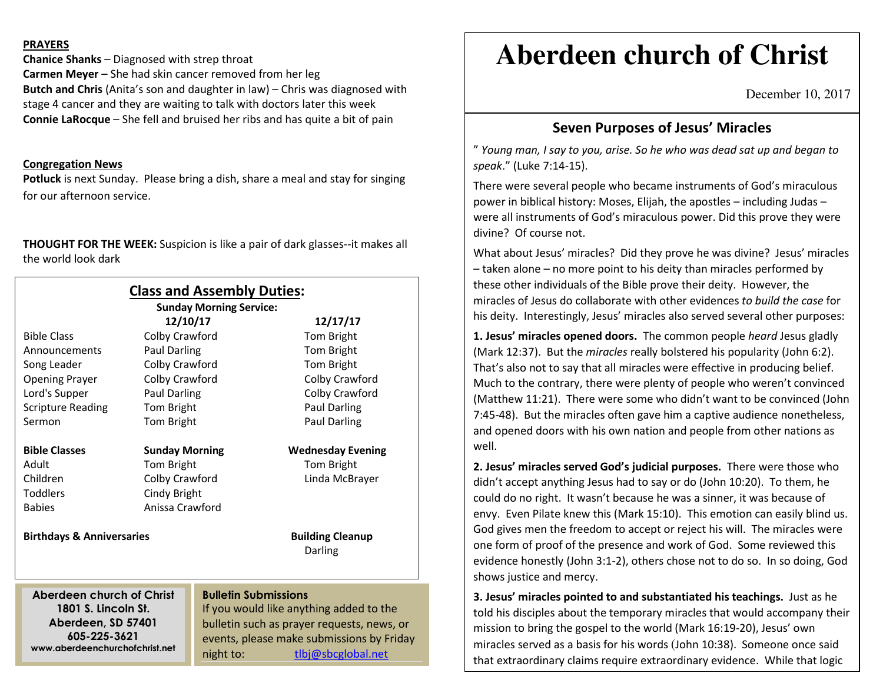**PRAYERS**

**Chanice Shanks** – Diagnosed with strep throat
**Carmen Meyer** – She had skin cancer removed from her leg
**Butch and Chris** (Anita's son and daughter in law) – Chris was diagnosed with stage 4 cancer and they are waiting to talk with doctors later this week
**Connie LaRocque** – She fell and bruised her ribs and has quite a bit of pain

**Congregation News**

**Potluck** is next Sunday. Please bring a dish, share a meal and stay for singing for our afternoon service.

**THOUGHT FOR THE WEEK:** Suspicion is like a pair of dark glasses--it makes all the world look dark

## Class and Assembly Duties:

**Sunday Morning Service:**

| | 12/10/17 | 12/17/17 |
|---|---|---|
| Bible Class | Colby Crawford | Tom Bright |
| Announcements | Paul Darling | Tom Bright |
| Song Leader | Colby Crawford | Tom Bright |
| Opening Prayer | Colby Crawford | Colby Crawford |
| Lord's Supper | Paul Darling | Colby Crawford |
| Scripture Reading | Tom Bright | Paul Darling |
| Sermon | Tom Bright | Paul Darling |

| Bible Classes | Sunday Morning | Wednesday Evening |
|---|---|---|
| Adult | Tom Bright | Tom Bright |
| Children | Colby Crawford | Linda McBrayer |
| Toddlers | Cindy Bright | |
| Babies | Anissa Crawford | |

**Birthdays & Anniversaries**

**Building Cleanup**
Darling

**Aberdeen church of Christ**
**1801 S. Lincoln St.**
**Aberdeen, SD 57401**
**605-225-3621**
**www.aberdeenchurchofchrist.net**

**Bulletin Submissions**
If you would like anything added to the bulletin such as prayer requests, news, or events, please make submissions by Friday night to: tlbj@sbcglobal.net

# Aberdeen church of Christ

December 10, 2017

## Seven Purposes of Jesus' Miracles

" *Young man, I say to you, arise. So he who was dead sat up and began to speak*." (Luke 7:14-15).

There were several people who became instruments of God's miraculous power in biblical history: Moses, Elijah, the apostles – including Judas – were all instruments of God's miraculous power. Did this prove they were divine? Of course not.

What about Jesus' miracles? Did they prove he was divine? Jesus' miracles – taken alone – no more point to his deity than miracles performed by these other individuals of the Bible prove their deity. However, the miracles of Jesus do collaborate with other evidences *to build the case* for his deity. Interestingly, Jesus' miracles also served several other purposes:

**1. Jesus' miracles opened doors.** The common people *heard* Jesus gladly (Mark 12:37). But the *miracles* really bolstered his popularity (John 6:2). That's also not to say that all miracles were effective in producing belief. Much to the contrary, there were plenty of people who weren't convinced (Matthew 11:21). There were some who didn't want to be convinced (John 7:45-48). But the miracles often gave him a captive audience nonetheless, and opened doors with his own nation and people from other nations as well.

**2. Jesus' miracles served God's judicial purposes.** There were those who didn't accept anything Jesus had to say or do (John 10:20). To them, he could do no right. It wasn't because he was a sinner, it was because of envy. Even Pilate knew this (Mark 15:10). This emotion can easily blind us. God gives men the freedom to accept or reject his will. The miracles were one form of proof of the presence and work of God. Some reviewed this evidence honestly (John 3:1-2), others chose not to do so. In so doing, God shows justice and mercy.

**3. Jesus' miracles pointed to and substantiated his teachings.** Just as he told his disciples about the temporary miracles that would accompany their mission to bring the gospel to the world (Mark 16:19-20), Jesus' own miracles served as a basis for his words (John 10:38). Someone once said that extraordinary claims require extraordinary evidence. While that logic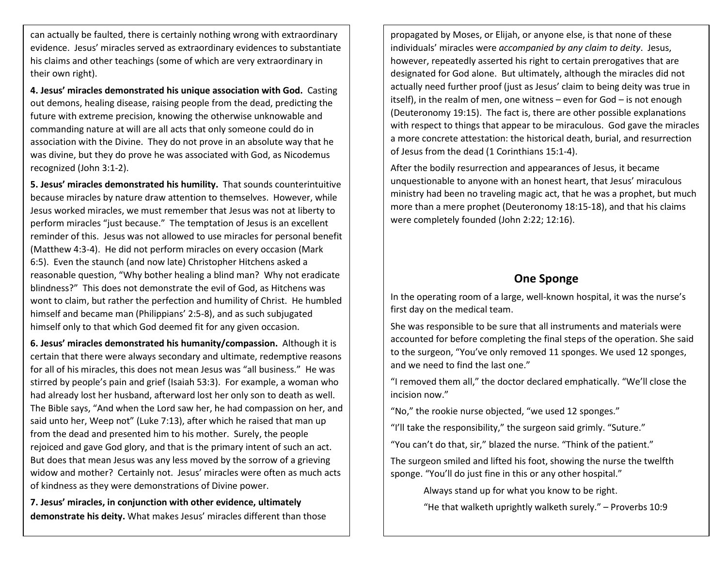can actually be faulted, there is certainly nothing wrong with extraordinary evidence. Jesus' miracles served as extraordinary evidences to substantiate his claims and other teachings (some of which are very extraordinary in their own right).

**4. Jesus' miracles demonstrated his unique association with God.** Casting out demons, healing disease, raising people from the dead, predicting the future with extreme precision, knowing the otherwise unknowable and commanding nature at will are all acts that only someone could do in association with the Divine. They do not prove in an absolute way that he was divine, but they do prove he was associated with God, as Nicodemus recognized (John 3:1-2).

**5. Jesus' miracles demonstrated his humility.** That sounds counterintuitive because miracles by nature draw attention to themselves. However, while Jesus worked miracles, we must remember that Jesus was not at liberty to perform miracles "just because." The temptation of Jesus is an excellent reminder of this. Jesus was not allowed to use miracles for personal benefit (Matthew 4:3-4). He did not perform miracles on every occasion (Mark 6:5). Even the staunch (and now late) Christopher Hitchens asked a reasonable question, "Why bother healing a blind man? Why not eradicate blindness?" This does not demonstrate the evil of God, as Hitchens was wont to claim, but rather the perfection and humility of Christ. He humbled himself and became man (Philippians' 2:5-8), and as such subjugated himself only to that which God deemed fit for any given occasion.

**6. Jesus' miracles demonstrated his humanity/compassion.** Although it is certain that there were always secondary and ultimate, redemptive reasons for all of his miracles, this does not mean Jesus was "all business." He was stirred by people's pain and grief (Isaiah 53:3). For example, a woman who had already lost her husband, afterward lost her only son to death as well. The Bible says, "And when the Lord saw her, he had compassion on her, and said unto her, Weep not" (Luke 7:13), after which he raised that man up from the dead and presented him to his mother. Surely, the people rejoiced and gave God glory, and that is the primary intent of such an act. But does that mean Jesus was any less moved by the sorrow of a grieving widow and mother? Certainly not. Jesus' miracles were often as much acts of kindness as they were demonstrations of Divine power.

**7. Jesus' miracles, in conjunction with other evidence, ultimately demonstrate his deity.** What makes Jesus' miracles different than those propagated by Moses, or Elijah, or anyone else, is that none of these individuals' miracles were *accompanied by any claim to deity*. Jesus, however, repeatedly asserted his right to certain prerogatives that are designated for God alone. But ultimately, although the miracles did not actually need further proof (just as Jesus' claim to being deity was true in itself), in the realm of men, one witness – even for God – is not enough (Deuteronomy 19:15). The fact is, there are other possible explanations with respect to things that appear to be miraculous. God gave the miracles a more concrete attestation: the historical death, burial, and resurrection of Jesus from the dead (1 Corinthians 15:1-4).

After the bodily resurrection and appearances of Jesus, it became unquestionable to anyone with an honest heart, that Jesus' miraculous ministry had been no traveling magic act, that he was a prophet, but much more than a mere prophet (Deuteronomy 18:15-18), and that his claims were completely founded (John 2:22; 12:16).

## One Sponge

In the operating room of a large, well-known hospital, it was the nurse's first day on the medical team.

She was responsible to be sure that all instruments and materials were accounted for before completing the final steps of the operation. She said to the surgeon, "You've only removed 11 sponges. We used 12 sponges, and we need to find the last one."

"I removed them all," the doctor declared emphatically. "We'll close the incision now."

"No," the rookie nurse objected, "we used 12 sponges."

"I'll take the responsibility," the surgeon said grimly. "Suture."

"You can't do that, sir," blazed the nurse. "Think of the patient."

The surgeon smiled and lifted his foot, showing the nurse the twelfth sponge. "You'll do just fine in this or any other hospital."

Always stand up for what you know to be right.

"He that walketh uprightly walketh surely." – Proverbs 10:9